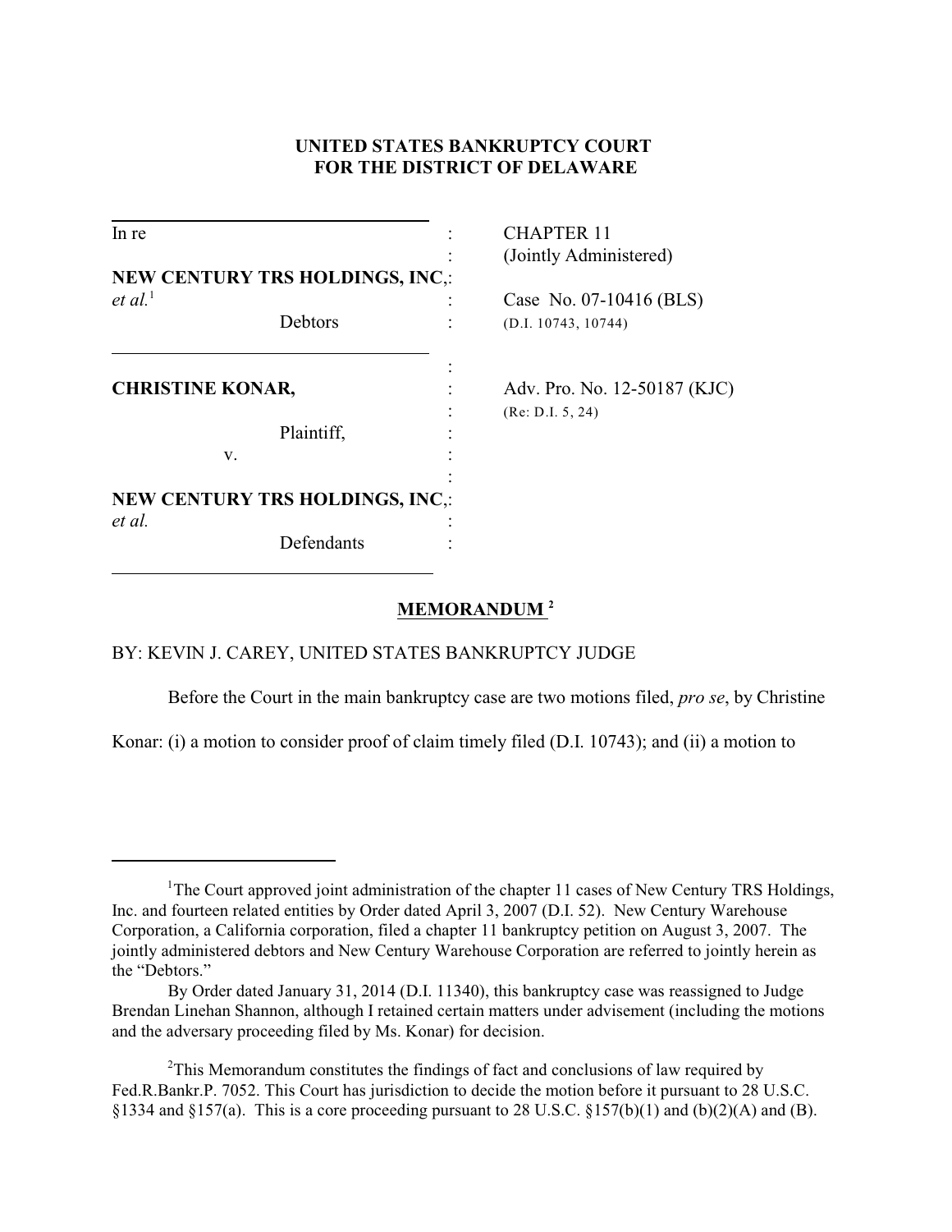**UNITED STATES BANKRUPTCY COURT**
**FOR THE DISTRICT OF DELAWARE**

| | | |
|---|---|---|
| In re | : | CHAPTER 11 |
| | : | (Jointly Administered) |
| **NEW CENTURY TRS HOLDINGS, INC**, | : | |
| *et al.*[1] | : | Case No. 07-10416 (BLS) |
| Debtors | : | (D.I. 10743, 10744) |
| | : | |
| **CHRISTINE KONAR,** | : | Adv. Pro. No. 12-50187 (KJC) |
| | : | (Re: D.I. 5, 24) |
| Plaintiff, | : | |
| v. | : | |
| | : | |
| **NEW CENTURY TRS HOLDINGS, INC**, | : | |
| *et al.* | : | |
| Defendants | : | |

## MEMORANDUM [2]

BY: KEVIN J. CAREY, UNITED STATES BANKRUPTCY JUDGE

Before the Court in the main bankruptcy case are two motions filed, *pro se*, by Christine Konar: (i) a motion to consider proof of claim timely filed (D.I. 10743); and (ii) a motion to

---

[1]The Court approved joint administration of the chapter 11 cases of New Century TRS Holdings, Inc. and fourteen related entities by Order dated April 3, 2007 (D.I. 52). New Century Warehouse Corporation, a California corporation, filed a chapter 11 bankruptcy petition on August 3, 2007. The jointly administered debtors and New Century Warehouse Corporation are referred to jointly herein as the "Debtors."

By Order dated January 31, 2014 (D.I. 11340), this bankruptcy case was reassigned to Judge Brendan Linehan Shannon, although I retained certain matters under advisement (including the motions and the adversary proceeding filed by Ms. Konar) for decision.

[2]This Memorandum constitutes the findings of fact and conclusions of law required by Fed.R.Bankr.P. 7052. This Court has jurisdiction to decide the motion before it pursuant to 28 U.S.C. §1334 and §157(a). This is a core proceeding pursuant to 28 U.S.C. §157(b)(1) and (b)(2)(A) and (B).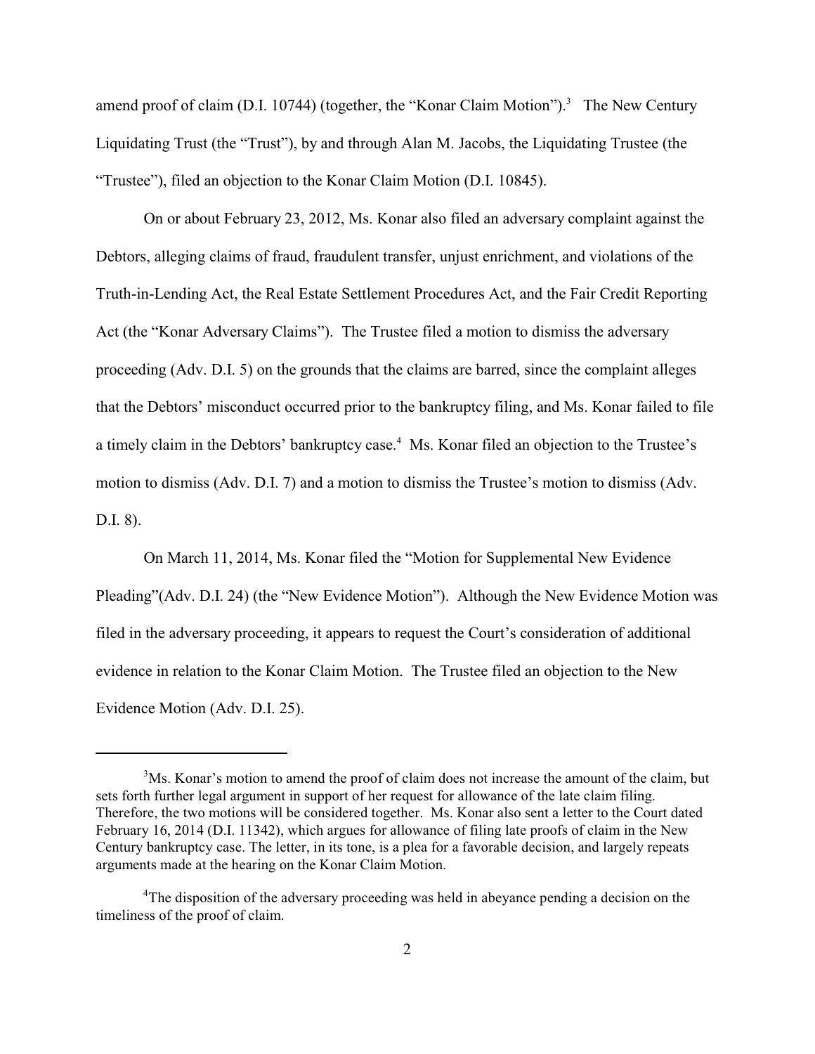amend proof of claim (D.I. 10744) (together, the "Konar Claim Motion").[3] The New Century Liquidating Trust (the "Trust"), by and through Alan M. Jacobs, the Liquidating Trustee (the "Trustee"), filed an objection to the Konar Claim Motion (D.I. 10845).

On or about February 23, 2012, Ms. Konar also filed an adversary complaint against the Debtors, alleging claims of fraud, fraudulent transfer, unjust enrichment, and violations of the Truth-in-Lending Act, the Real Estate Settlement Procedures Act, and the Fair Credit Reporting Act (the "Konar Adversary Claims"). The Trustee filed a motion to dismiss the adversary proceeding (Adv. D.I. 5) on the grounds that the claims are barred, since the complaint alleges that the Debtors' misconduct occurred prior to the bankruptcy filing, and Ms. Konar failed to file a timely claim in the Debtors' bankruptcy case.[4] Ms. Konar filed an objection to the Trustee's motion to dismiss (Adv. D.I. 7) and a motion to dismiss the Trustee's motion to dismiss (Adv. D.I. 8).

On March 11, 2014, Ms. Konar filed the "Motion for Supplemental New Evidence Pleading"(Adv. D.I. 24) (the "New Evidence Motion"). Although the New Evidence Motion was filed in the adversary proceeding, it appears to request the Court's consideration of additional evidence in relation to the Konar Claim Motion. The Trustee filed an objection to the New Evidence Motion (Adv. D.I. 25).

---

[3]Ms. Konar's motion to amend the proof of claim does not increase the amount of the claim, but sets forth further legal argument in support of her request for allowance of the late claim filing. Therefore, the two motions will be considered together. Ms. Konar also sent a letter to the Court dated February 16, 2014 (D.I. 11342), which argues for allowance of filing late proofs of claim in the New Century bankruptcy case. The letter, in its tone, is a plea for a favorable decision, and largely repeats arguments made at the hearing on the Konar Claim Motion.

[4]The disposition of the adversary proceeding was held in abeyance pending a decision on the timeliness of the proof of claim.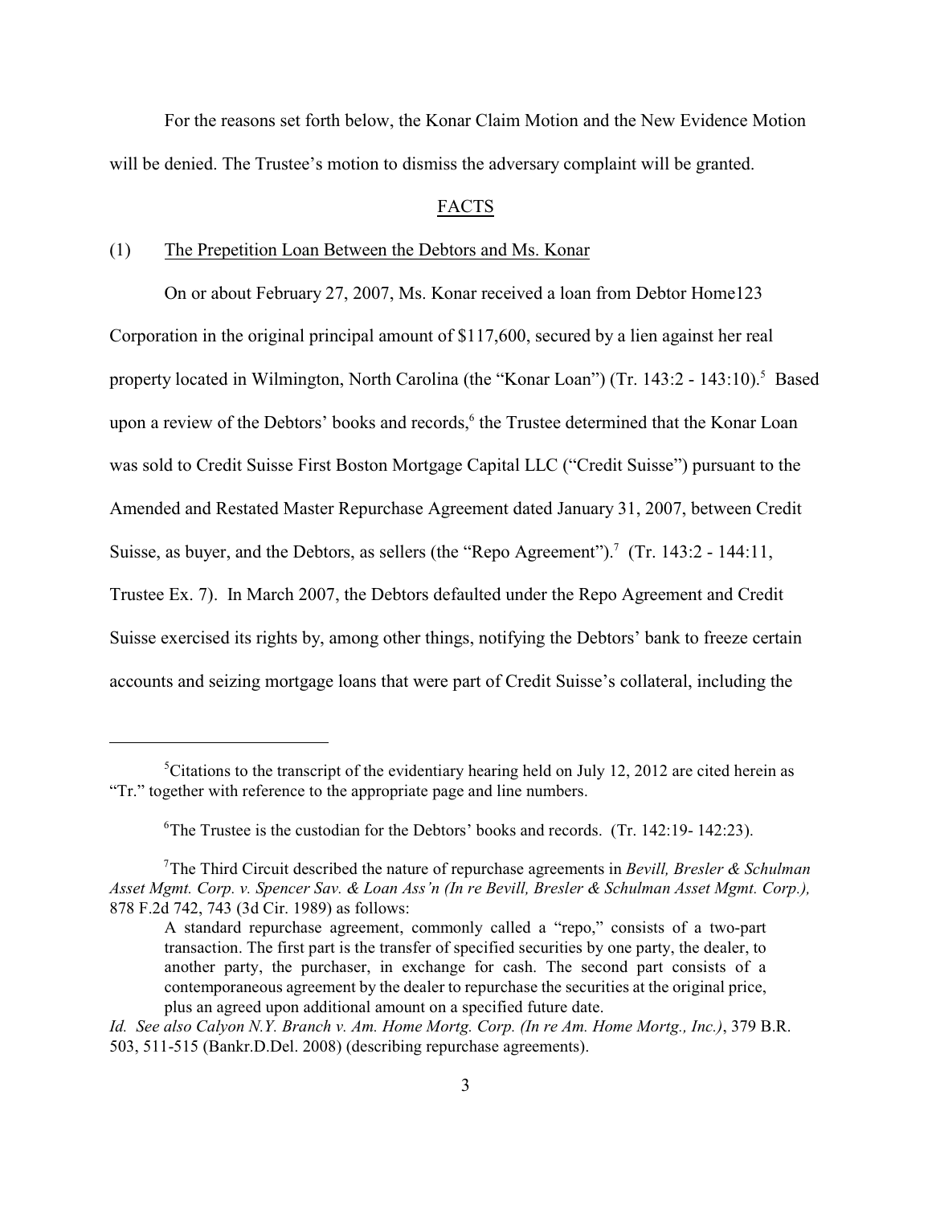For the reasons set forth below, the Konar Claim Motion and the New Evidence Motion will be denied. The Trustee's motion to dismiss the adversary complaint will be granted.

## FACTS

### (1) The Prepetition Loan Between the Debtors and Ms. Konar

On or about February 27, 2007, Ms. Konar received a loan from Debtor Home123 Corporation in the original principal amount of $117,600, secured by a lien against her real property located in Wilmington, North Carolina (the "Konar Loan") (Tr. 143:2 - 143:10).[5] Based upon a review of the Debtors' books and records,[6] the Trustee determined that the Konar Loan was sold to Credit Suisse First Boston Mortgage Capital LLC ("Credit Suisse") pursuant to the Amended and Restated Master Repurchase Agreement dated January 31, 2007, between Credit Suisse, as buyer, and the Debtors, as sellers (the "Repo Agreement").[7] (Tr. 143:2 - 144:11, Trustee Ex. 7). In March 2007, the Debtors defaulted under the Repo Agreement and Credit Suisse exercised its rights by, among other things, notifying the Debtors' bank to freeze certain accounts and seizing mortgage loans that were part of Credit Suisse's collateral, including the

---

[5] Citations to the transcript of the evidentiary hearing held on July 12, 2012 are cited herein as "Tr." together with reference to the appropriate page and line numbers.

[6] The Trustee is the custodian for the Debtors' books and records. (Tr. 142:19- 142:23).

[7] The Third Circuit described the nature of repurchase agreements in *Bevill, Bresler & Schulman Asset Mgmt. Corp. v. Spencer Sav. & Loan Ass'n (In re Bevill, Bresler & Schulman Asset Mgmt. Corp.),* 878 F.2d 742, 743 (3d Cir. 1989) as follows:

> A standard repurchase agreement, commonly called a "repo," consists of a two-part transaction. The first part is the transfer of specified securities by one party, the dealer, to another party, the purchaser, in exchange for cash. The second part consists of a contemporaneous agreement by the dealer to repurchase the securities at the original price, plus an agreed upon additional amount on a specified future date.

*Id. See also Calyon N.Y. Branch v. Am. Home Mortg. Corp. (In re Am. Home Mortg., Inc.)*, 379 B.R. 503, 511-515 (Bankr.D.Del. 2008) (describing repurchase agreements).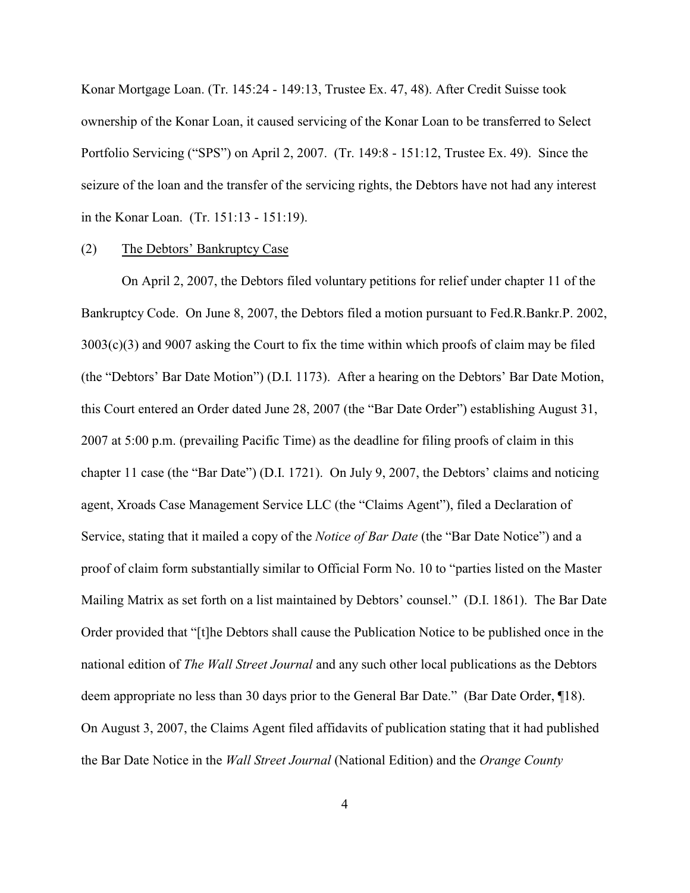Konar Mortgage Loan. (Tr. 145:24 - 149:13, Trustee Ex. 47, 48). After Credit Suisse took ownership of the Konar Loan, it caused servicing of the Konar Loan to be transferred to Select Portfolio Servicing ("SPS") on April 2, 2007. (Tr. 149:8 - 151:12, Trustee Ex. 49). Since the seizure of the loan and the transfer of the servicing rights, the Debtors have not had any interest in the Konar Loan. (Tr. 151:13 - 151:19).

(2) The Debtors' Bankruptcy Case

On April 2, 2007, the Debtors filed voluntary petitions for relief under chapter 11 of the Bankruptcy Code. On June 8, 2007, the Debtors filed a motion pursuant to Fed.R.Bankr.P. 2002, 3003(c)(3) and 9007 asking the Court to fix the time within which proofs of claim may be filed (the "Debtors' Bar Date Motion") (D.I. 1173). After a hearing on the Debtors' Bar Date Motion, this Court entered an Order dated June 28, 2007 (the "Bar Date Order") establishing August 31, 2007 at 5:00 p.m. (prevailing Pacific Time) as the deadline for filing proofs of claim in this chapter 11 case (the "Bar Date") (D.I. 1721). On July 9, 2007, the Debtors' claims and noticing agent, Xroads Case Management Service LLC (the "Claims Agent"), filed a Declaration of Service, stating that it mailed a copy of the *Notice of Bar Date* (the "Bar Date Notice") and a proof of claim form substantially similar to Official Form No. 10 to "parties listed on the Master Mailing Matrix as set forth on a list maintained by Debtors' counsel." (D.I. 1861). The Bar Date Order provided that "[t]he Debtors shall cause the Publication Notice to be published once in the national edition of *The Wall Street Journal* and any such other local publications as the Debtors deem appropriate no less than 30 days prior to the General Bar Date." (Bar Date Order, ¶18). On August 3, 2007, the Claims Agent filed affidavits of publication stating that it had published the Bar Date Notice in the *Wall Street Journal* (National Edition) and the *Orange County*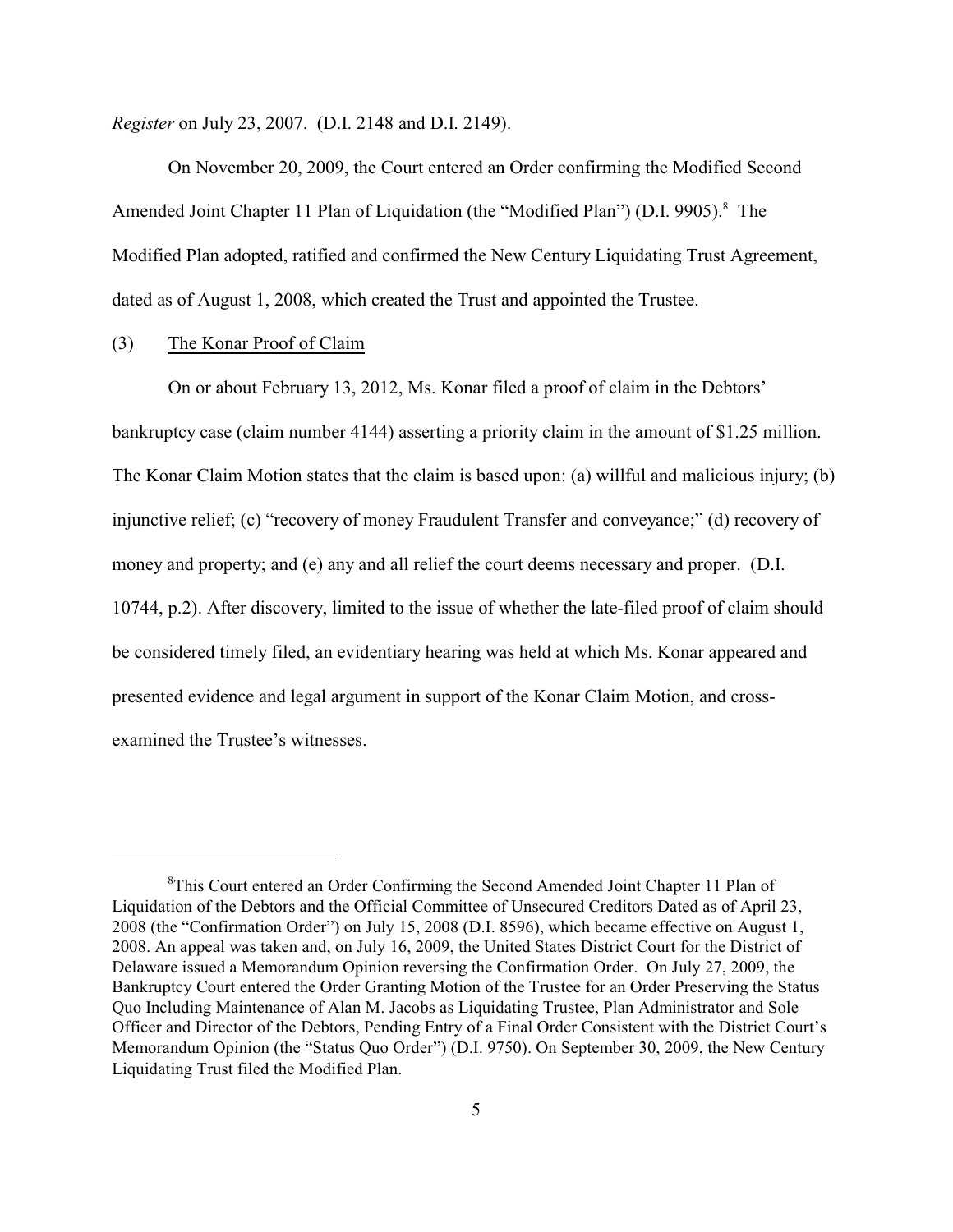*Register* on July 23, 2007. (D.I. 2148 and D.I. 2149).

On November 20, 2009, the Court entered an Order confirming the Modified Second Amended Joint Chapter 11 Plan of Liquidation (the "Modified Plan") (D.I. 9905).[8] The Modified Plan adopted, ratified and confirmed the New Century Liquidating Trust Agreement, dated as of August 1, 2008, which created the Trust and appointed the Trustee.

(3) The Konar Proof of Claim

On or about February 13, 2012, Ms. Konar filed a proof of claim in the Debtors' bankruptcy case (claim number 4144) asserting a priority claim in the amount of $1.25 million. The Konar Claim Motion states that the claim is based upon: (a) willful and malicious injury; (b) injunctive relief; (c) "recovery of money Fraudulent Transfer and conveyance;" (d) recovery of money and property; and (e) any and all relief the court deems necessary and proper. (D.I. 10744, p.2). After discovery, limited to the issue of whether the late-filed proof of claim should be considered timely filed, an evidentiary hearing was held at which Ms. Konar appeared and presented evidence and legal argument in support of the Konar Claim Motion, and cross-examined the Trustee's witnesses.

---

[8] This Court entered an Order Confirming the Second Amended Joint Chapter 11 Plan of Liquidation of the Debtors and the Official Committee of Unsecured Creditors Dated as of April 23, 2008 (the "Confirmation Order") on July 15, 2008 (D.I. 8596), which became effective on August 1, 2008. An appeal was taken and, on July 16, 2009, the United States District Court for the District of Delaware issued a Memorandum Opinion reversing the Confirmation Order. On July 27, 2009, the Bankruptcy Court entered the Order Granting Motion of the Trustee for an Order Preserving the Status Quo Including Maintenance of Alan M. Jacobs as Liquidating Trustee, Plan Administrator and Sole Officer and Director of the Debtors, Pending Entry of a Final Order Consistent with the District Court's Memorandum Opinion (the "Status Quo Order") (D.I. 9750). On September 30, 2009, the New Century Liquidating Trust filed the Modified Plan.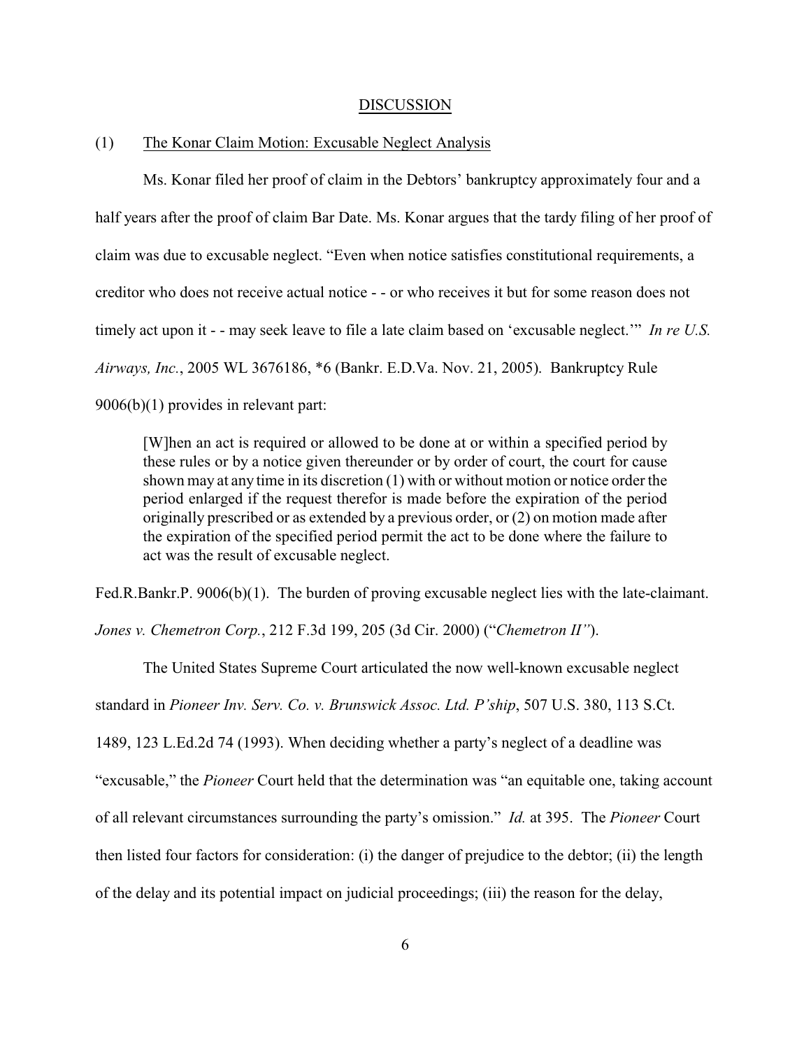## DISCUSSION

### (1) The Konar Claim Motion: Excusable Neglect Analysis

Ms. Konar filed her proof of claim in the Debtors' bankruptcy approximately four and a half years after the proof of claim Bar Date. Ms. Konar argues that the tardy filing of her proof of claim was due to excusable neglect. "Even when notice satisfies constitutional requirements, a creditor who does not receive actual notice - - or who receives it but for some reason does not timely act upon it - - may seek leave to file a late claim based on 'excusable neglect.'" *In re U.S. Airways, Inc.*, 2005 WL 3676186, *6 (Bankr. E.D.Va. Nov. 21, 2005). Bankruptcy Rule 9006(b)(1) provides in relevant part:

> [W]hen an act is required or allowed to be done at or within a specified period by these rules or by a notice given thereunder or by order of court, the court for cause shown may at any time in its discretion (1) with or without motion or notice order the period enlarged if the request therefor is made before the expiration of the period originally prescribed or as extended by a previous order, or (2) on motion made after the expiration of the specified period permit the act to be done where the failure to act was the result of excusable neglect.

Fed.R.Bankr.P. 9006(b)(1). The burden of proving excusable neglect lies with the late-claimant. *Jones v. Chemetron Corp.*, 212 F.3d 199, 205 (3d Cir. 2000) ("*Chemetron II*").

The United States Supreme Court articulated the now well-known excusable neglect standard in *Pioneer Inv. Serv. Co. v. Brunswick Assoc. Ltd. P'ship*, 507 U.S. 380, 113 S.Ct. 1489, 123 L.Ed.2d 74 (1993). When deciding whether a party's neglect of a deadline was "excusable," the *Pioneer* Court held that the determination was "an equitable one, taking account of all relevant circumstances surrounding the party's omission." *Id.* at 395. The *Pioneer* Court then listed four factors for consideration: (i) the danger of prejudice to the debtor; (ii) the length of the delay and its potential impact on judicial proceedings; (iii) the reason for the delay,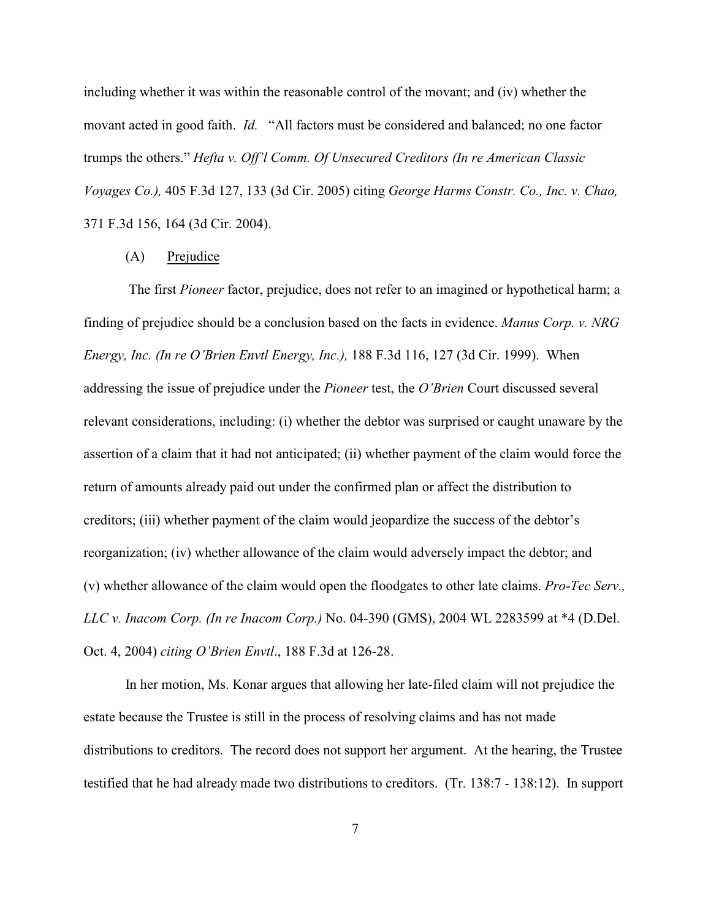including whether it was within the reasonable control of the movant; and (iv) whether the movant acted in good faith. *Id.* "All factors must be considered and balanced; no one factor trumps the others." *Hefta v. Off'l Comm. Of Unsecured Creditors (In re American Classic Voyages Co.),* 405 F.3d 127, 133 (3d Cir. 2005) citing *George Harms Constr. Co., Inc. v. Chao,* 371 F.3d 156, 164 (3d Cir. 2004).

(A) Prejudice

The first *Pioneer* factor, prejudice, does not refer to an imagined or hypothetical harm; a finding of prejudice should be a conclusion based on the facts in evidence. *Manus Corp. v. NRG Energy, Inc. (In re O'Brien Envtl Energy, Inc.),* 188 F.3d 116, 127 (3d Cir. 1999). When addressing the issue of prejudice under the *Pioneer* test, the *O'Brien* Court discussed several relevant considerations, including: (i) whether the debtor was surprised or caught unaware by the assertion of a claim that it had not anticipated; (ii) whether payment of the claim would force the return of amounts already paid out under the confirmed plan or affect the distribution to creditors; (iii) whether payment of the claim would jeopardize the success of the debtor's reorganization; (iv) whether allowance of the claim would adversely impact the debtor; and (v) whether allowance of the claim would open the floodgates to other late claims. *Pro-Tec Serv., LLC v. Inacom Corp. (In re Inacom Corp.)* No. 04-390 (GMS), 2004 WL 2283599 at *4 (D.Del. Oct. 4, 2004) *citing O'Brien Envtl*., 188 F.3d at 126-28.

In her motion, Ms. Konar argues that allowing her late-filed claim will not prejudice the estate because the Trustee is still in the process of resolving claims and has not made distributions to creditors. The record does not support her argument. At the hearing, the Trustee testified that he had already made two distributions to creditors. (Tr. 138:7 - 138:12). In support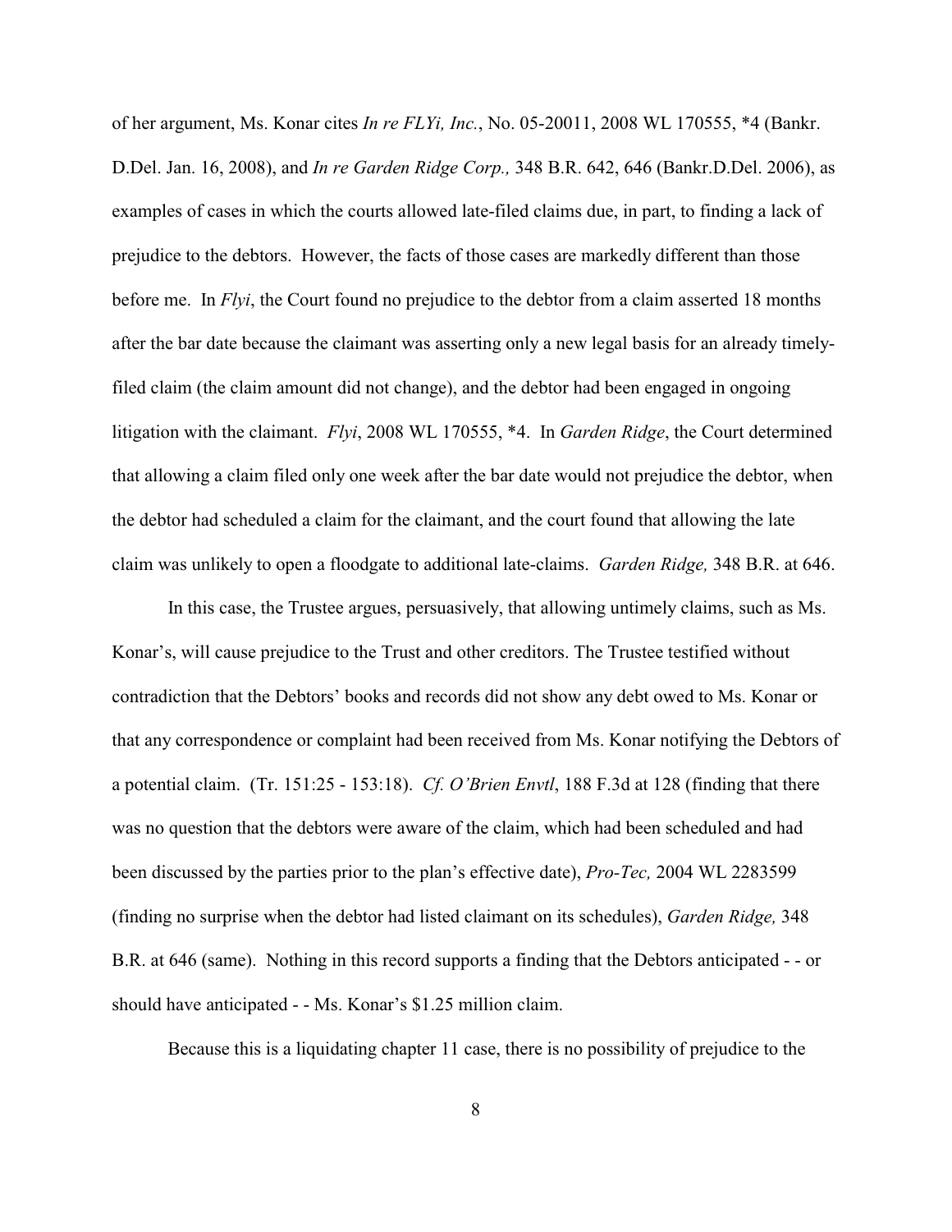of her argument, Ms. Konar cites *In re FLYi, Inc.*, No. 05-20011, 2008 WL 170555, *4 (Bankr. D.Del. Jan. 16, 2008), and *In re Garden Ridge Corp.,* 348 B.R. 642, 646 (Bankr.D.Del. 2006), as examples of cases in which the courts allowed late-filed claims due, in part, to finding a lack of prejudice to the debtors. However, the facts of those cases are markedly different than those before me. In *Flyi*, the Court found no prejudice to the debtor from a claim asserted 18 months after the bar date because the claimant was asserting only a new legal basis for an already timely-filed claim (the claim amount did not change), and the debtor had been engaged in ongoing litigation with the claimant. *Flyi*, 2008 WL 170555, *4. In *Garden Ridge*, the Court determined that allowing a claim filed only one week after the bar date would not prejudice the debtor, when the debtor had scheduled a claim for the claimant, and the court found that allowing the late claim was unlikely to open a floodgate to additional late-claims. *Garden Ridge,* 348 B.R. at 646.

In this case, the Trustee argues, persuasively, that allowing untimely claims, such as Ms. Konar's, will cause prejudice to the Trust and other creditors. The Trustee testified without contradiction that the Debtors' books and records did not show any debt owed to Ms. Konar or that any correspondence or complaint had been received from Ms. Konar notifying the Debtors of a potential claim. (Tr. 151:25 - 153:18). *Cf. O'Brien Envtl*, 188 F.3d at 128 (finding that there was no question that the debtors were aware of the claim, which had been scheduled and had been discussed by the parties prior to the plan's effective date), *Pro-Tec,* 2004 WL 2283599 (finding no surprise when the debtor had listed claimant on its schedules), *Garden Ridge,* 348 B.R. at 646 (same). Nothing in this record supports a finding that the Debtors anticipated - - or should have anticipated - - Ms. Konar's $1.25 million claim.

Because this is a liquidating chapter 11 case, there is no possibility of prejudice to the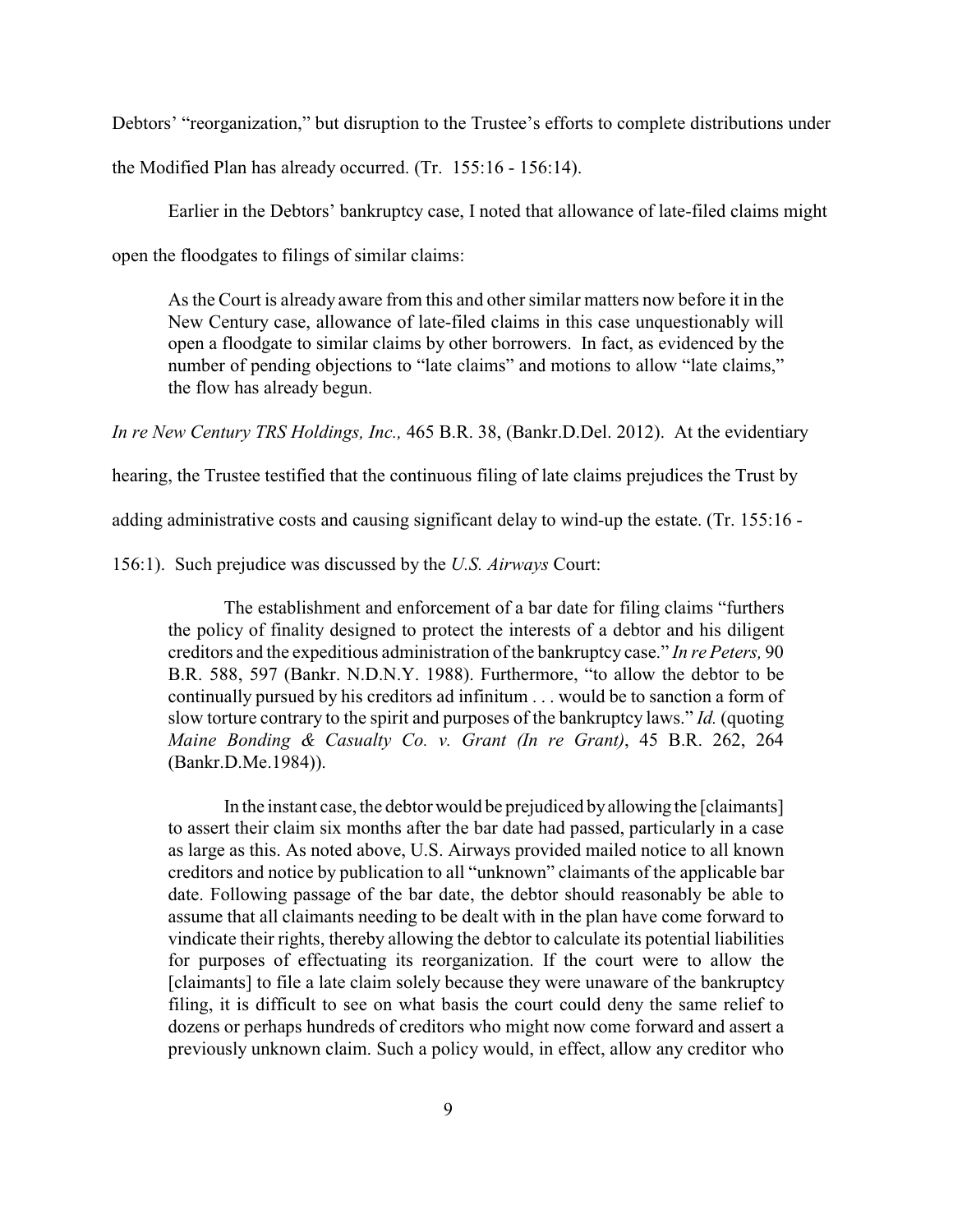Debtors' "reorganization," but disruption to the Trustee's efforts to complete distributions under the Modified Plan has already occurred. (Tr. 155:16 - 156:14).

Earlier in the Debtors' bankruptcy case, I noted that allowance of late-filed claims might open the floodgates to filings of similar claims:

> As the Court is already aware from this and other similar matters now before it in the New Century case, allowance of late-filed claims in this case unquestionably will open a floodgate to similar claims by other borrowers. In fact, as evidenced by the number of pending objections to "late claims" and motions to allow "late claims," the flow has already begun.

*In re New Century TRS Holdings, Inc.,* 465 B.R. 38, (Bankr.D.Del. 2012). At the evidentiary hearing, the Trustee testified that the continuous filing of late claims prejudices the Trust by adding administrative costs and causing significant delay to wind-up the estate. (Tr. 155:16 - 156:1). Such prejudice was discussed by the *U.S. Airways* Court:

> The establishment and enforcement of a bar date for filing claims "furthers the policy of finality designed to protect the interests of a debtor and his diligent creditors and the expeditious administration of the bankruptcy case." *In re Peters,* 90 B.R. 588, 597 (Bankr. N.D.N.Y. 1988). Furthermore, "to allow the debtor to be continually pursued by his creditors ad infinitum . . . would be to sanction a form of slow torture contrary to the spirit and purposes of the bankruptcy laws." *Id.* (quoting *Maine Bonding & Casualty Co. v. Grant (In re Grant)*, 45 B.R. 262, 264 (Bankr.D.Me.1984)).
>
> In the instant case, the debtor would be prejudiced by allowing the [claimants] to assert their claim six months after the bar date had passed, particularly in a case as large as this. As noted above, U.S. Airways provided mailed notice to all known creditors and notice by publication to all "unknown" claimants of the applicable bar date. Following passage of the bar date, the debtor should reasonably be able to assume that all claimants needing to be dealt with in the plan have come forward to vindicate their rights, thereby allowing the debtor to calculate its potential liabilities for purposes of effectuating its reorganization. If the court were to allow the [claimants] to file a late claim solely because they were unaware of the bankruptcy filing, it is difficult to see on what basis the court could deny the same relief to dozens or perhaps hundreds of creditors who might now come forward and assert a previously unknown claim. Such a policy would, in effect, allow any creditor who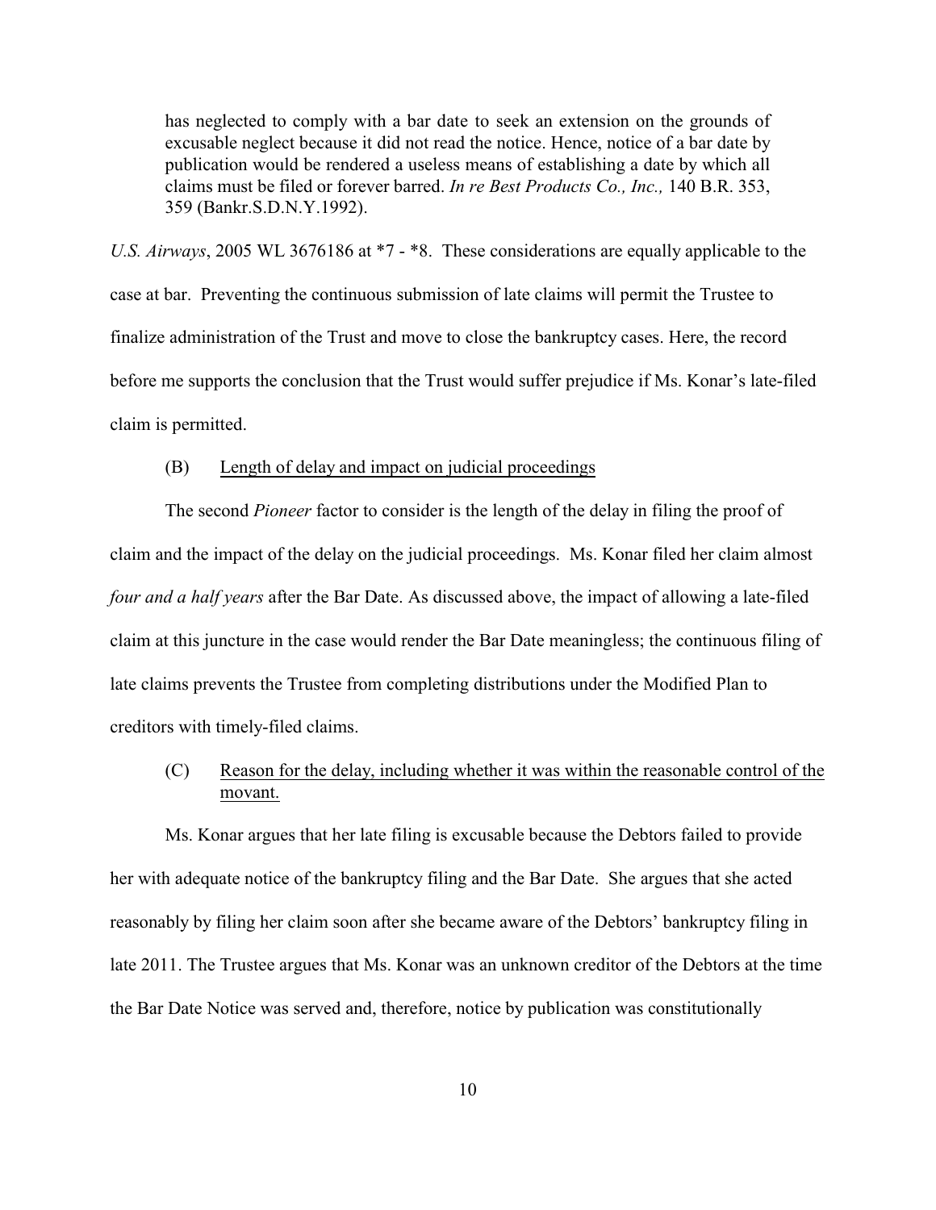> has neglected to comply with a bar date to seek an extension on the grounds of excusable neglect because it did not read the notice. Hence, notice of a bar date by publication would be rendered a useless means of establishing a date by which all claims must be filed or forever barred. *In re Best Products Co., Inc.,* 140 B.R. 353, 359 (Bankr.S.D.N.Y.1992).

*U.S. Airways*, 2005 WL 3676186 at *7 - *8. These considerations are equally applicable to the case at bar. Preventing the continuous submission of late claims will permit the Trustee to finalize administration of the Trust and move to close the bankruptcy cases. Here, the record before me supports the conclusion that the Trust would suffer prejudice if Ms. Konar's late-filed claim is permitted.

(B) Length of delay and impact on judicial proceedings

The second *Pioneer* factor to consider is the length of the delay in filing the proof of claim and the impact of the delay on the judicial proceedings. Ms. Konar filed her claim almost *four and a half years* after the Bar Date. As discussed above, the impact of allowing a late-filed claim at this juncture in the case would render the Bar Date meaningless; the continuous filing of late claims prevents the Trustee from completing distributions under the Modified Plan to creditors with timely-filed claims.

(C) Reason for the delay, including whether it was within the reasonable control of the movant.

Ms. Konar argues that her late filing is excusable because the Debtors failed to provide her with adequate notice of the bankruptcy filing and the Bar Date. She argues that she acted reasonably by filing her claim soon after she became aware of the Debtors' bankruptcy filing in late 2011. The Trustee argues that Ms. Konar was an unknown creditor of the Debtors at the time the Bar Date Notice was served and, therefore, notice by publication was constitutionally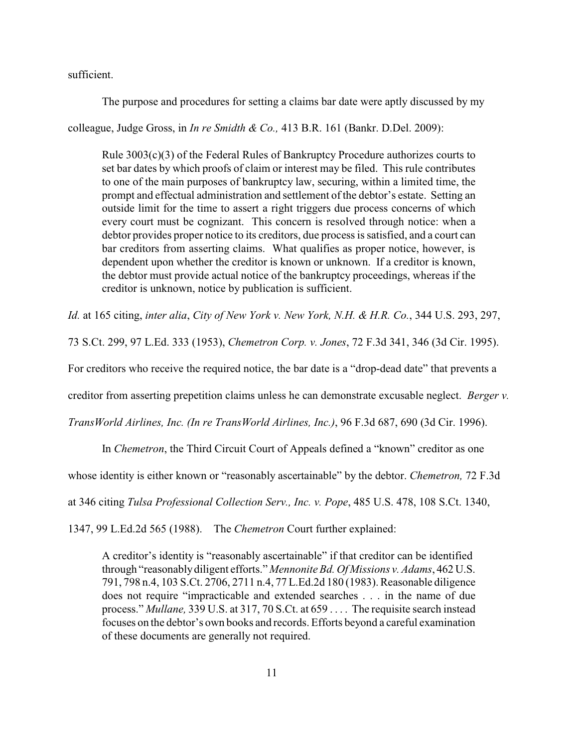sufficient.

The purpose and procedures for setting a claims bar date were aptly discussed by my colleague, Judge Gross, in *In re Smidth & Co.,* 413 B.R. 161 (Bankr. D.Del. 2009):

> Rule 3003(c)(3) of the Federal Rules of Bankruptcy Procedure authorizes courts to set bar dates by which proofs of claim or interest may be filed. This rule contributes to one of the main purposes of bankruptcy law, securing, within a limited time, the prompt and effectual administration and settlement of the debtor's estate. Setting an outside limit for the time to assert a right triggers due process concerns of which every court must be cognizant. This concern is resolved through notice: when a debtor provides proper notice to its creditors, due process is satisfied, and a court can bar creditors from asserting claims. What qualifies as proper notice, however, is dependent upon whether the creditor is known or unknown. If a creditor is known, the debtor must provide actual notice of the bankruptcy proceedings, whereas if the creditor is unknown, notice by publication is sufficient.

*Id.* at 165 citing, *inter alia*, *City of New York v. New York, N.H. & H.R. Co.*, 344 U.S. 293, 297, 73 S.Ct. 299, 97 L.Ed. 333 (1953), *Chemetron Corp. v. Jones*, 72 F.3d 341, 346 (3d Cir. 1995). For creditors who receive the required notice, the bar date is a "drop-dead date" that prevents a creditor from asserting prepetition claims unless he can demonstrate excusable neglect. *Berger v. TransWorld Airlines, Inc. (In re TransWorld Airlines, Inc.)*, 96 F.3d 687, 690 (3d Cir. 1996).

In *Chemetron*, the Third Circuit Court of Appeals defined a "known" creditor as one whose identity is either known or "reasonably ascertainable" by the debtor. *Chemetron,* 72 F.3d at 346 citing *Tulsa Professional Collection Serv., Inc. v. Pope*, 485 U.S. 478, 108 S.Ct. 1340, 1347, 99 L.Ed.2d 565 (1988). The *Chemetron* Court further explained:

> A creditor's identity is "reasonably ascertainable" if that creditor can be identified through "reasonably diligent efforts." *Mennonite Bd. Of Missions v. Adams*, 462 U.S. 791, 798 n.4, 103 S.Ct. 2706, 2711 n.4, 77 L.Ed.2d 180 (1983). Reasonable diligence does not require "impracticable and extended searches . . . in the name of due process." *Mullane,* 339 U.S. at 317, 70 S.Ct. at 659 . . . . The requisite search instead focuses on the debtor's own books and records. Efforts beyond a careful examination of these documents are generally not required.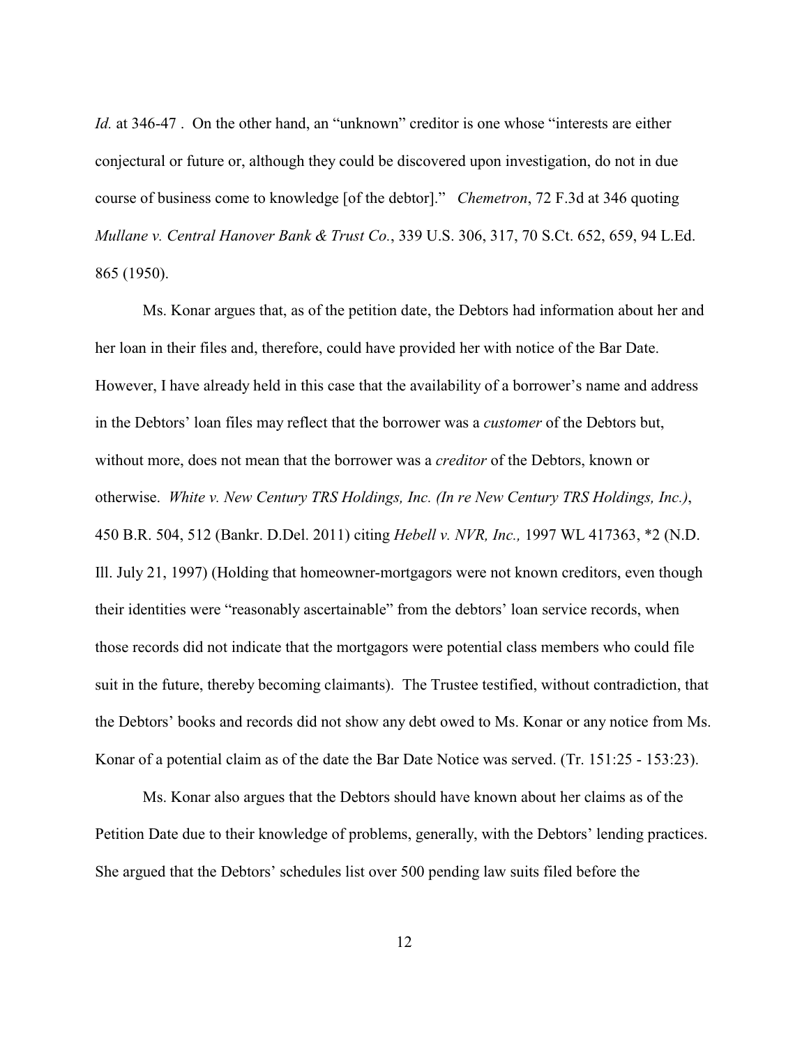*Id.* at 346-47 . On the other hand, an "unknown" creditor is one whose "interests are either conjectural or future or, although they could be discovered upon investigation, do not in due course of business come to knowledge [of the debtor]." *Chemetron*, 72 F.3d at 346 quoting *Mullane v. Central Hanover Bank & Trust Co.*, 339 U.S. 306, 317, 70 S.Ct. 652, 659, 94 L.Ed. 865 (1950).

Ms. Konar argues that, as of the petition date, the Debtors had information about her and her loan in their files and, therefore, could have provided her with notice of the Bar Date. However, I have already held in this case that the availability of a borrower's name and address in the Debtors' loan files may reflect that the borrower was a *customer* of the Debtors but, without more, does not mean that the borrower was a *creditor* of the Debtors, known or otherwise. *White v. New Century TRS Holdings, Inc. (In re New Century TRS Holdings, Inc.)*, 450 B.R. 504, 512 (Bankr. D.Del. 2011) citing *Hebell v. NVR, Inc.,* 1997 WL 417363, *2 (N.D. Ill. July 21, 1997) (Holding that homeowner-mortgagors were not known creditors, even though their identities were "reasonably ascertainable" from the debtors' loan service records, when those records did not indicate that the mortgagors were potential class members who could file suit in the future, thereby becoming claimants). The Trustee testified, without contradiction, that the Debtors' books and records did not show any debt owed to Ms. Konar or any notice from Ms. Konar of a potential claim as of the date the Bar Date Notice was served. (Tr. 151:25 - 153:23).

Ms. Konar also argues that the Debtors should have known about her claims as of the Petition Date due to their knowledge of problems, generally, with the Debtors' lending practices. She argued that the Debtors' schedules list over 500 pending law suits filed before the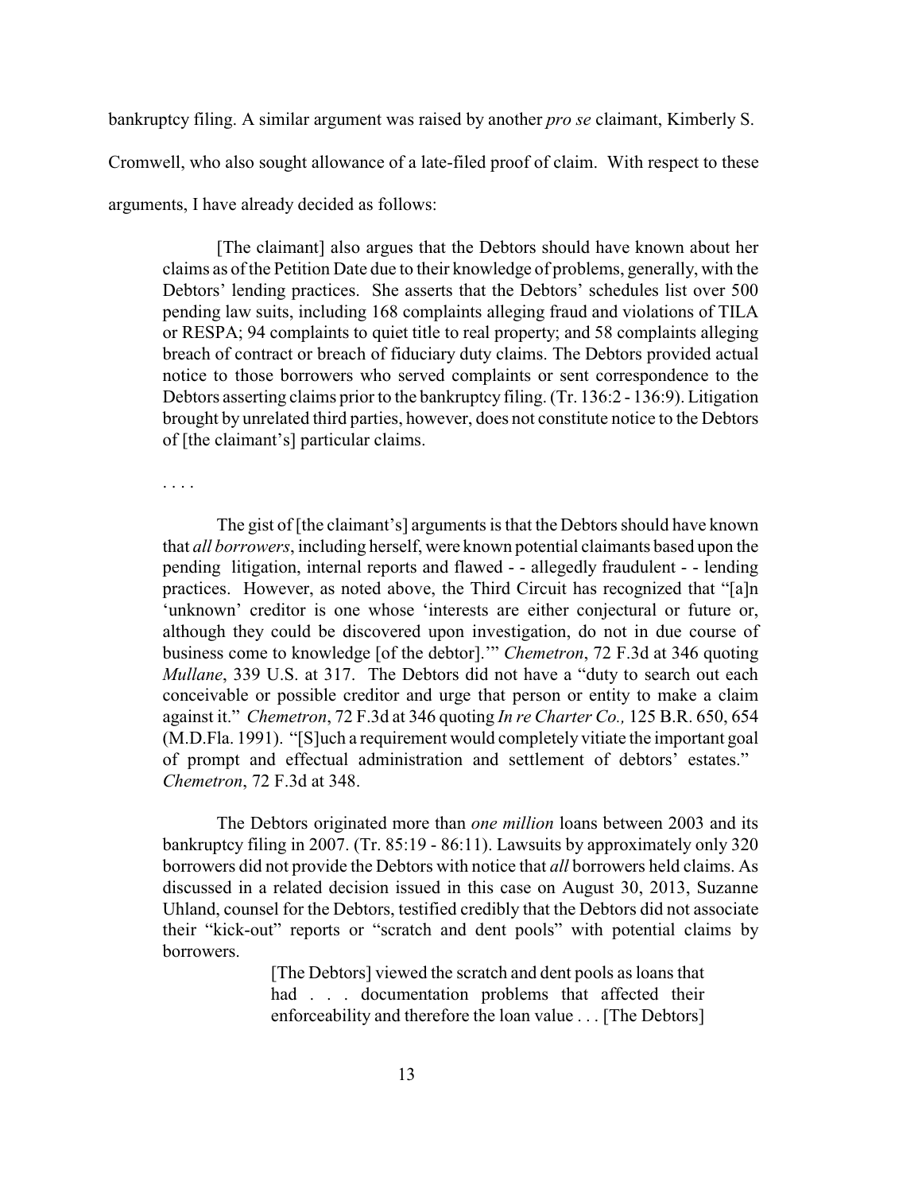bankruptcy filing. A similar argument was raised by another *pro se* claimant, Kimberly S. Cromwell, who also sought allowance of a late-filed proof of claim. With respect to these arguments, I have already decided as follows:

> [The claimant] also argues that the Debtors should have known about her claims as of the Petition Date due to their knowledge of problems, generally, with the Debtors' lending practices. She asserts that the Debtors' schedules list over 500 pending law suits, including 168 complaints alleging fraud and violations of TILA or RESPA; 94 complaints to quiet title to real property; and 58 complaints alleging breach of contract or breach of fiduciary duty claims. The Debtors provided actual notice to those borrowers who served complaints or sent correspondence to the Debtors asserting claims prior to the bankruptcy filing. (Tr. 136:2 - 136:9). Litigation brought by unrelated third parties, however, does not constitute notice to the Debtors of [the claimant's] particular claims.
>
> . . . .
>
> The gist of [the claimant's] arguments is that the Debtors should have known that *all borrowers*, including herself, were known potential claimants based upon the pending litigation, internal reports and flawed - - allegedly fraudulent - - lending practices. However, as noted above, the Third Circuit has recognized that "[a]n 'unknown' creditor is one whose 'interests are either conjectural or future or, although they could be discovered upon investigation, do not in due course of business come to knowledge [of the debtor].'" *Chemetron*, 72 F.3d at 346 quoting *Mullane*, 339 U.S. at 317. The Debtors did not have a "duty to search out each conceivable or possible creditor and urge that person or entity to make a claim against it." *Chemetron*, 72 F.3d at 346 quoting *In re Charter Co.,* 125 B.R. 650, 654 (M.D.Fla. 1991). "[S]uch a requirement would completely vitiate the important goal of prompt and effectual administration and settlement of debtors' estates." *Chemetron*, 72 F.3d at 348.
>
> The Debtors originated more than *one million* loans between 2003 and its bankruptcy filing in 2007. (Tr. 85:19 - 86:11). Lawsuits by approximately only 320 borrowers did not provide the Debtors with notice that *all* borrowers held claims. As discussed in a related decision issued in this case on August 30, 2013, Suzanne Uhland, counsel for the Debtors, testified credibly that the Debtors did not associate their "kick-out" reports or "scratch and dent pools" with potential claims by borrowers.
>
>> [The Debtors] viewed the scratch and dent pools as loans that had . . . documentation problems that affected their enforceability and therefore the loan value . . . [The Debtors]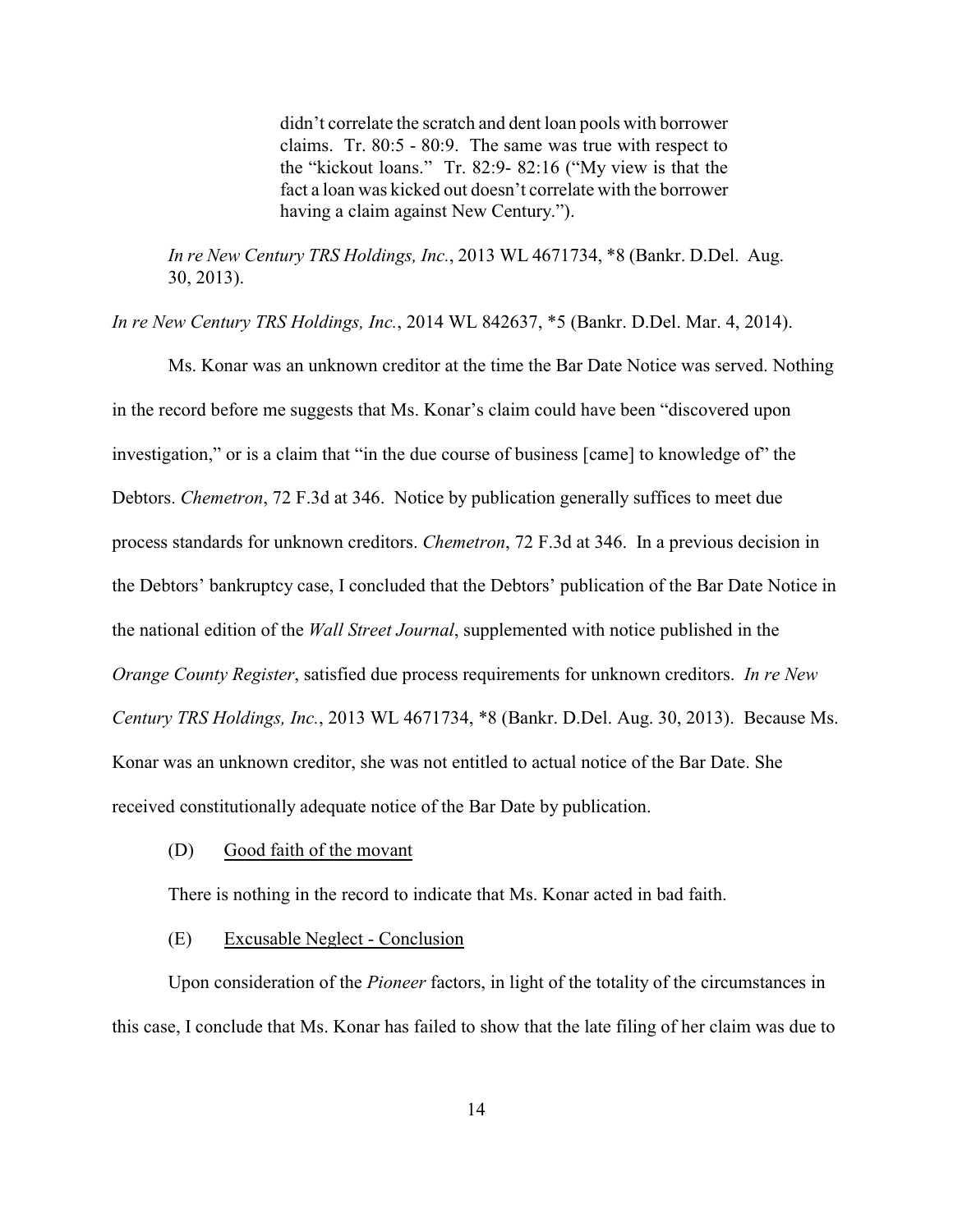> didn't correlate the scratch and dent loan pools with borrower claims. Tr. 80:5 - 80:9. The same was true with respect to the "kickout loans." Tr. 82:9- 82:16 ("My view is that the fact a loan was kicked out doesn't correlate with the borrower having a claim against New Century.").
>
> *In re New Century TRS Holdings, Inc.*, 2013 WL 4671734, *8 (Bankr. D.Del. Aug. 30, 2013).

*In re New Century TRS Holdings, Inc.*, 2014 WL 842637, *5 (Bankr. D.Del. Mar. 4, 2014).

Ms. Konar was an unknown creditor at the time the Bar Date Notice was served. Nothing in the record before me suggests that Ms. Konar's claim could have been "discovered upon investigation," or is a claim that "in the due course of business [came] to knowledge of" the Debtors. *Chemetron*, 72 F.3d at 346. Notice by publication generally suffices to meet due process standards for unknown creditors. *Chemetron*, 72 F.3d at 346. In a previous decision in the Debtors' bankruptcy case, I concluded that the Debtors' publication of the Bar Date Notice in the national edition of the *Wall Street Journal*, supplemented with notice published in the *Orange County Register*, satisfied due process requirements for unknown creditors. *In re New Century TRS Holdings, Inc.*, 2013 WL 4671734, *8 (Bankr. D.Del. Aug. 30, 2013). Because Ms. Konar was an unknown creditor, she was not entitled to actual notice of the Bar Date. She received constitutionally adequate notice of the Bar Date by publication.

(D) Good faith of the movant

There is nothing in the record to indicate that Ms. Konar acted in bad faith.

(E) Excusable Neglect - Conclusion

Upon consideration of the *Pioneer* factors, in light of the totality of the circumstances in this case, I conclude that Ms. Konar has failed to show that the late filing of her claim was due to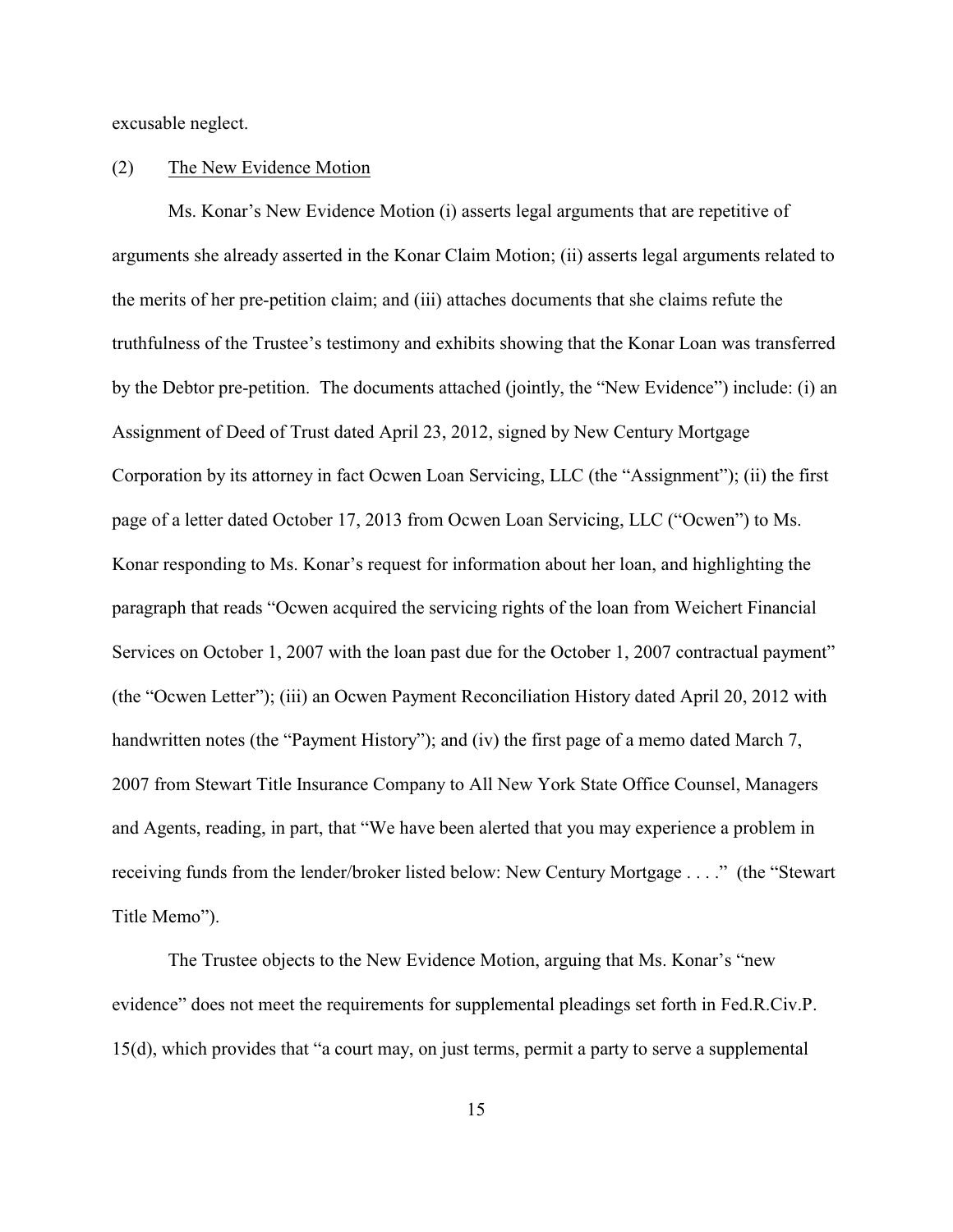excusable neglect.

(2) <u>The New Evidence Motion</u>

Ms. Konar's New Evidence Motion (i) asserts legal arguments that are repetitive of arguments she already asserted in the Konar Claim Motion; (ii) asserts legal arguments related to the merits of her pre-petition claim; and (iii) attaches documents that she claims refute the truthfulness of the Trustee's testimony and exhibits showing that the Konar Loan was transferred by the Debtor pre-petition. The documents attached (jointly, the "New Evidence") include: (i) an Assignment of Deed of Trust dated April 23, 2012, signed by New Century Mortgage Corporation by its attorney in fact Ocwen Loan Servicing, LLC (the "Assignment"); (ii) the first page of a letter dated October 17, 2013 from Ocwen Loan Servicing, LLC ("Ocwen") to Ms. Konar responding to Ms. Konar's request for information about her loan, and highlighting the paragraph that reads "Ocwen acquired the servicing rights of the loan from Weichert Financial Services on October 1, 2007 with the loan past due for the October 1, 2007 contractual payment" (the "Ocwen Letter"); (iii) an Ocwen Payment Reconciliation History dated April 20, 2012 with handwritten notes (the "Payment History"); and (iv) the first page of a memo dated March 7, 2007 from Stewart Title Insurance Company to All New York State Office Counsel, Managers and Agents, reading, in part, that "We have been alerted that you may experience a problem in receiving funds from the lender/broker listed below: New Century Mortgage . . . ." (the "Stewart Title Memo").

The Trustee objects to the New Evidence Motion, arguing that Ms. Konar's "new evidence" does not meet the requirements for supplemental pleadings set forth in Fed.R.Civ.P. 15(d), which provides that "a court may, on just terms, permit a party to serve a supplemental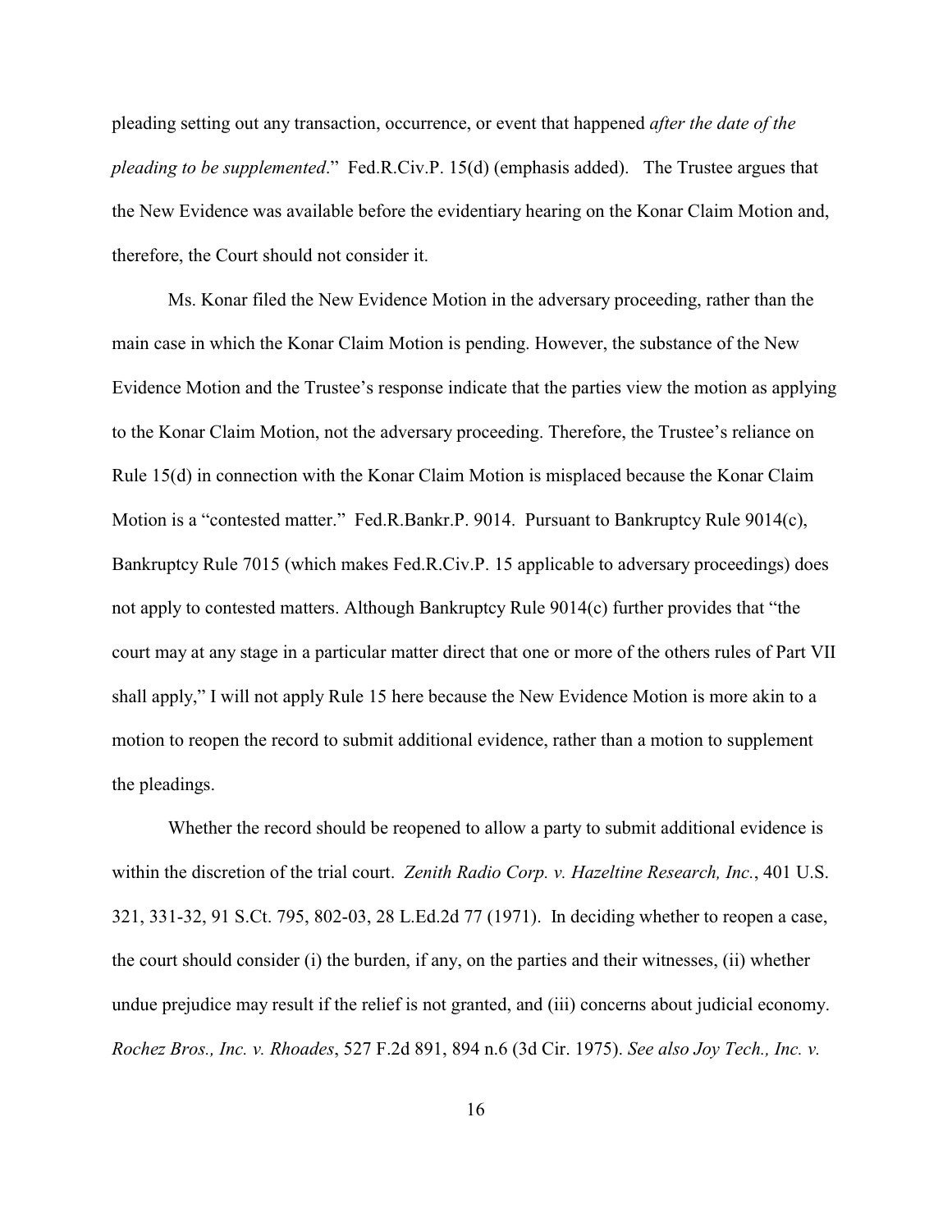pleading setting out any transaction, occurrence, or event that happened *after the date of the pleading to be supplemented*." Fed.R.Civ.P. 15(d) (emphasis added). The Trustee argues that the New Evidence was available before the evidentiary hearing on the Konar Claim Motion and, therefore, the Court should not consider it.

Ms. Konar filed the New Evidence Motion in the adversary proceeding, rather than the main case in which the Konar Claim Motion is pending. However, the substance of the New Evidence Motion and the Trustee's response indicate that the parties view the motion as applying to the Konar Claim Motion, not the adversary proceeding. Therefore, the Trustee's reliance on Rule 15(d) in connection with the Konar Claim Motion is misplaced because the Konar Claim Motion is a "contested matter." Fed.R.Bankr.P. 9014. Pursuant to Bankruptcy Rule 9014(c), Bankruptcy Rule 7015 (which makes Fed.R.Civ.P. 15 applicable to adversary proceedings) does not apply to contested matters. Although Bankruptcy Rule 9014(c) further provides that "the court may at any stage in a particular matter direct that one or more of the others rules of Part VII shall apply," I will not apply Rule 15 here because the New Evidence Motion is more akin to a motion to reopen the record to submit additional evidence, rather than a motion to supplement the pleadings.

Whether the record should be reopened to allow a party to submit additional evidence is within the discretion of the trial court. *Zenith Radio Corp. v. Hazeltine Research, Inc.*, 401 U.S. 321, 331-32, 91 S.Ct. 795, 802-03, 28 L.Ed.2d 77 (1971). In deciding whether to reopen a case, the court should consider (i) the burden, if any, on the parties and their witnesses, (ii) whether undue prejudice may result if the relief is not granted, and (iii) concerns about judicial economy. *Rochez Bros., Inc. v. Rhoades*, 527 F.2d 891, 894 n.6 (3d Cir. 1975). *See also Joy Tech., Inc. v.*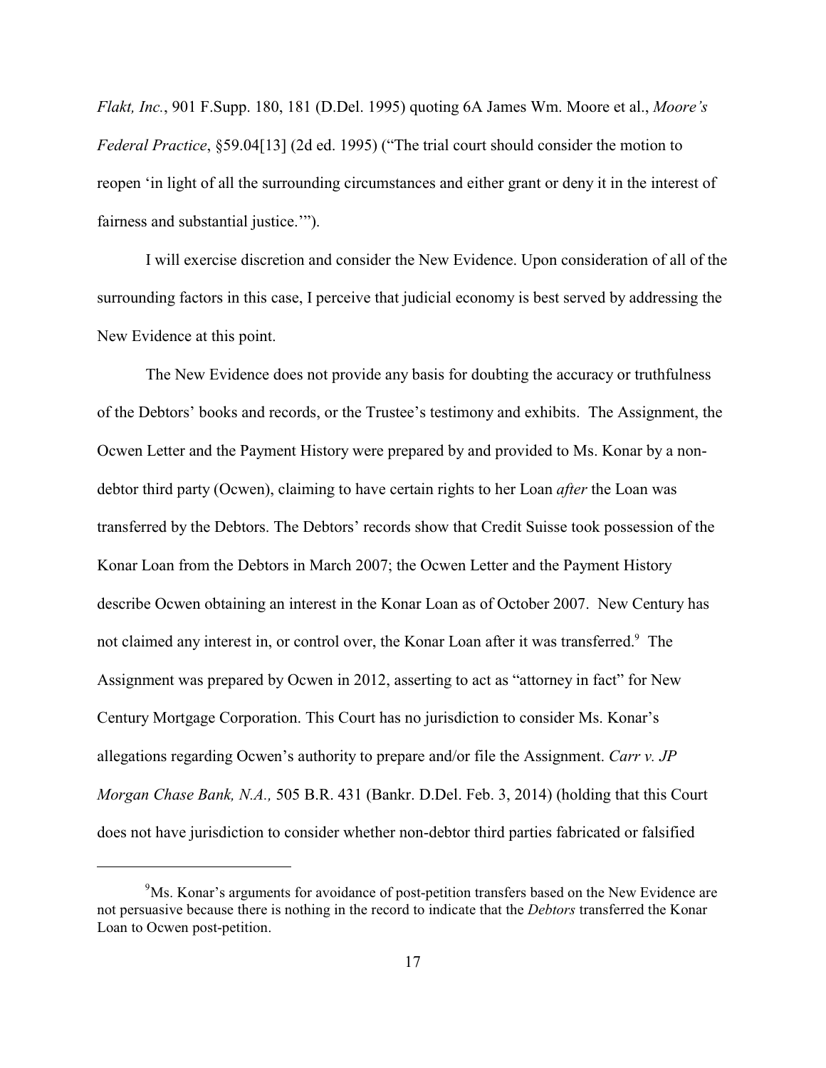*Flakt, Inc.*, 901 F.Supp. 180, 181 (D.Del. 1995) quoting 6A James Wm. Moore et al., *Moore's Federal Practice*, §59.04[13] (2d ed. 1995) ("The trial court should consider the motion to reopen 'in light of all the surrounding circumstances and either grant or deny it in the interest of fairness and substantial justice.'").

I will exercise discretion and consider the New Evidence. Upon consideration of all of the surrounding factors in this case, I perceive that judicial economy is best served by addressing the New Evidence at this point.

The New Evidence does not provide any basis for doubting the accuracy or truthfulness of the Debtors' books and records, or the Trustee's testimony and exhibits. The Assignment, the Ocwen Letter and the Payment History were prepared by and provided to Ms. Konar by a non-debtor third party (Ocwen), claiming to have certain rights to her Loan *after* the Loan was transferred by the Debtors. The Debtors' records show that Credit Suisse took possession of the Konar Loan from the Debtors in March 2007; the Ocwen Letter and the Payment History describe Ocwen obtaining an interest in the Konar Loan as of October 2007. New Century has not claimed any interest in, or control over, the Konar Loan after it was transferred.[9] The Assignment was prepared by Ocwen in 2012, asserting to act as "attorney in fact" for New Century Mortgage Corporation. This Court has no jurisdiction to consider Ms. Konar's allegations regarding Ocwen's authority to prepare and/or file the Assignment. *Carr v. JP Morgan Chase Bank, N.A.,* 505 B.R. 431 (Bankr. D.Del. Feb. 3, 2014) (holding that this Court does not have jurisdiction to consider whether non-debtor third parties fabricated or falsified

---

[9] Ms. Konar's arguments for avoidance of post-petition transfers based on the New Evidence are not persuasive because there is nothing in the record to indicate that the *Debtors* transferred the Konar Loan to Ocwen post-petition.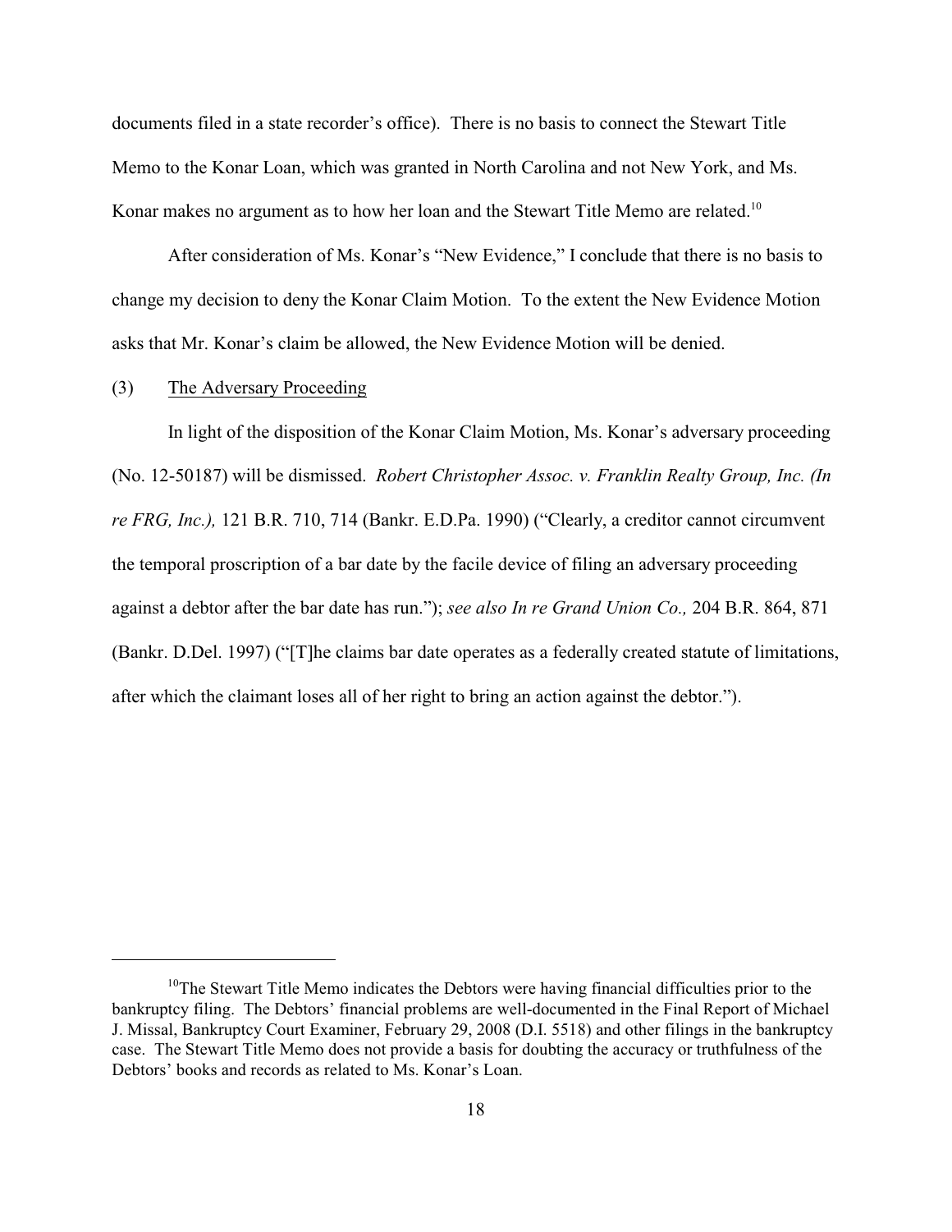documents filed in a state recorder's office). There is no basis to connect the Stewart Title Memo to the Konar Loan, which was granted in North Carolina and not New York, and Ms. Konar makes no argument as to how her loan and the Stewart Title Memo are related.[10]

After consideration of Ms. Konar's "New Evidence," I conclude that there is no basis to change my decision to deny the Konar Claim Motion. To the extent the New Evidence Motion asks that Mr. Konar's claim be allowed, the New Evidence Motion will be denied.

(3) The Adversary Proceeding

In light of the disposition of the Konar Claim Motion, Ms. Konar's adversary proceeding (No. 12-50187) will be dismissed. *Robert Christopher Assoc. v. Franklin Realty Group, Inc. (In re FRG, Inc.),* 121 B.R. 710, 714 (Bankr. E.D.Pa. 1990) ("Clearly, a creditor cannot circumvent the temporal proscription of a bar date by the facile device of filing an adversary proceeding against a debtor after the bar date has run."); *see also In re Grand Union Co.,* 204 B.R. 864, 871 (Bankr. D.Del. 1997) ("[T]he claims bar date operates as a federally created statute of limitations, after which the claimant loses all of her right to bring an action against the debtor.").

---

[10]The Stewart Title Memo indicates the Debtors were having financial difficulties prior to the bankruptcy filing. The Debtors' financial problems are well-documented in the Final Report of Michael J. Missal, Bankruptcy Court Examiner, February 29, 2008 (D.I. 5518) and other filings in the bankruptcy case. The Stewart Title Memo does not provide a basis for doubting the accuracy or truthfulness of the Debtors' books and records as related to Ms. Konar's Loan.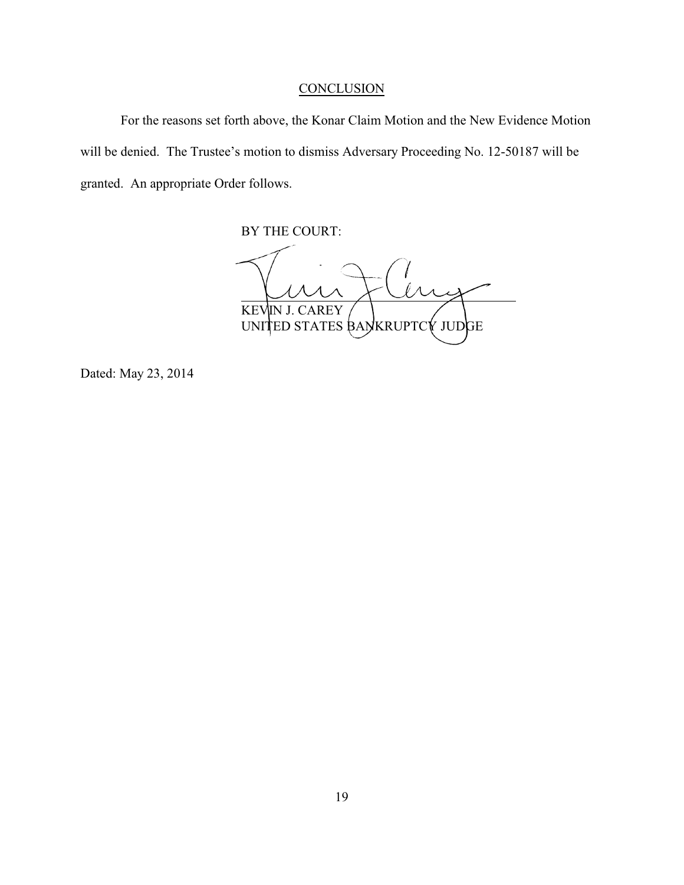## CONCLUSION

For the reasons set forth above, the Konar Claim Motion and the New Evidence Motion will be denied. The Trustee's motion to dismiss Adversary Proceeding No. 12-50187 will be granted. An appropriate Order follows.

BY THE COURT:

KEVIN J. CAREY
UNITED STATES BANKRUPTCY JUDGE

Dated: May 23, 2014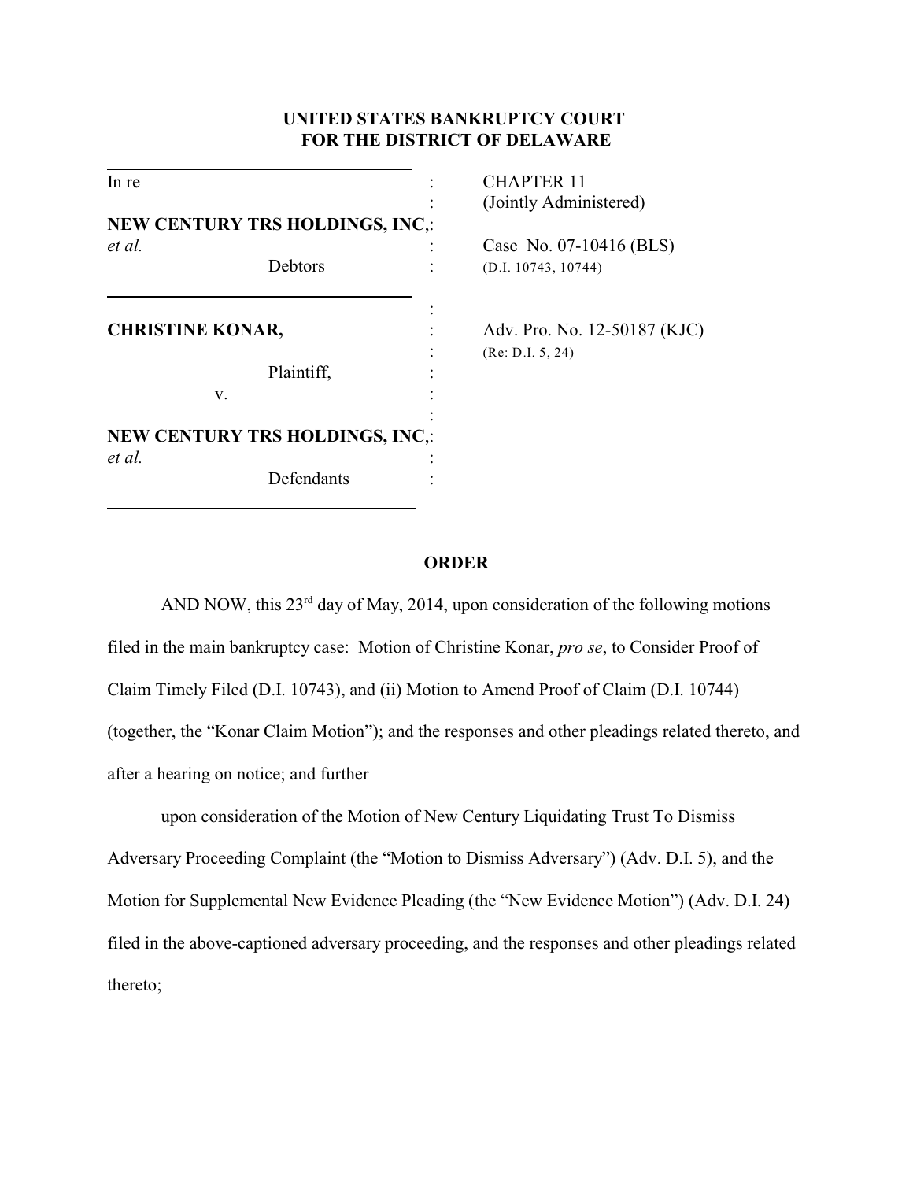**UNITED STATES BANKRUPTCY COURT**
**FOR THE DISTRICT OF DELAWARE**

| | | |
|---|---|---|
| In re | : | CHAPTER 11 |
| | : | (Jointly Administered) |
| **NEW CENTURY TRS HOLDINGS, INC**, | : | |
| *et al.* | : | Case No. 07-10416 (BLS) |
| Debtors | : | (D.I. 10743, 10744) |
| | : | |
| **CHRISTINE KONAR,** | : | Adv. Pro. No. 12-50187 (KJC) |
| | : | (Re: D.I. 5, 24) |
| Plaintiff, | : | |
| v. | : | |
| | : | |
| **NEW CENTURY TRS HOLDINGS, INC**, | : | |
| *et al.* | : | |
| Defendants | : | |

## ORDER

AND NOW, this 23rd day of May, 2014, upon consideration of the following motions filed in the main bankruptcy case: Motion of Christine Konar, *pro se*, to Consider Proof of Claim Timely Filed (D.I. 10743), and (ii) Motion to Amend Proof of Claim (D.I. 10744) (together, the "Konar Claim Motion"); and the responses and other pleadings related thereto, and after a hearing on notice; and further

upon consideration of the Motion of New Century Liquidating Trust To Dismiss Adversary Proceeding Complaint (the "Motion to Dismiss Adversary") (Adv. D.I. 5), and the Motion for Supplemental New Evidence Pleading (the "New Evidence Motion") (Adv. D.I. 24) filed in the above-captioned adversary proceeding, and the responses and other pleadings related thereto;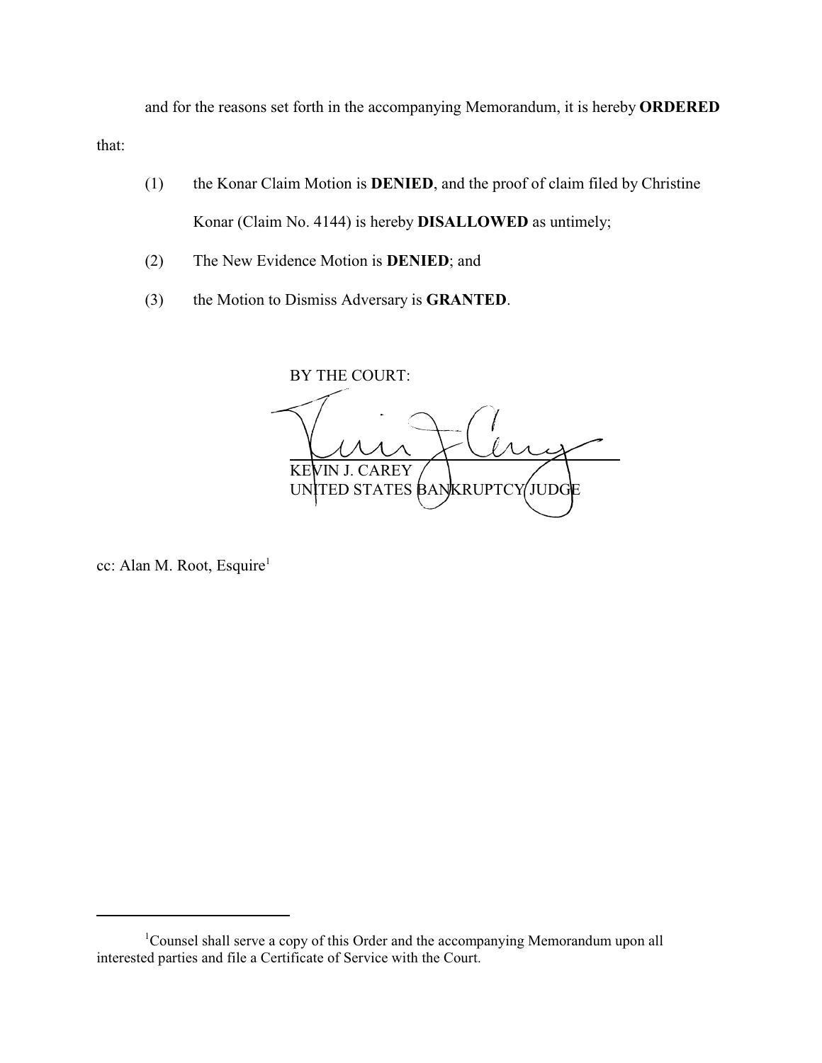and for the reasons set forth in the accompanying Memorandum, it is hereby **ORDERED** that:

(1) the Konar Claim Motion is **DENIED**, and the proof of claim filed by Christine Konar (Claim No. 4144) is hereby **DISALLOWED** as untimely;

(2) The New Evidence Motion is **DENIED**; and

(3) the Motion to Dismiss Adversary is **GRANTED**.

BY THE COURT:

KEVIN J. CAREY
UNITED STATES BANKRUPTCY JUDGE

cc: Alan M. Root, Esquire[1]

[1]Counsel shall serve a copy of this Order and the accompanying Memorandum upon all interested parties and file a Certificate of Service with the Court.